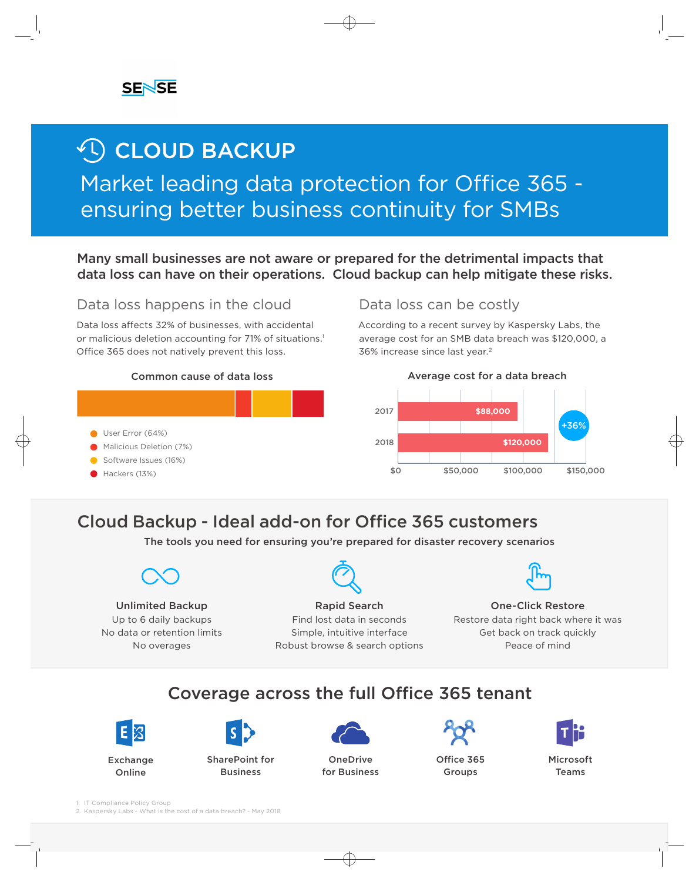SENSE

# CLOUD BACKUP

## Market leading data protection for Office 365 - ensuring better business continuity for SMBs

**Many small businesses are not aware or prepared for the detrimental impacts that data loss can have on their operations. Cloud backup can help mitigate these risks.**

### Data loss happens in the cloud

Data loss affects 32% of businesses, with accidental or malicious deletion accounting for 71% of situations.[1] Office 365 does not natively prevent this loss.

**Common cause of data loss**

- User Error (64%)
- Malicious Deletion (7%)
- Software Issues (16%)
- Hackers (13%)

### Data loss can be costly

According to a recent survey by Kaspersky Labs, the average cost for an SMB data breach was $120,000, a 36% increase since last year.[2]

**Average cost for a data breach**

| Year | Cost |
|---|---|
| 2017 | $88,000 |
| 2018 | $120,000 |

+36%

## Cloud Backup - Ideal add-on for Office 365 customers

**The tools you need for ensuring you're prepared for disaster recovery scenarios**

**Unlimited Backup**
Up to 6 daily backups
No data or retention limits
No overages

**Rapid Search**
Find lost data in seconds
Simple, intuitive interface
Robust browse & search options

**One-Click Restore**
Restore data right back where it was
Get back on track quickly
Peace of mind

## Coverage across the full Office 365 tenant

- Exchange Online
- SharePoint for Business
- OneDrive for Business
- Office 365 Groups
- Microsoft Teams

1. IT Compliance Policy Group
2. Kaspersky Labs - What is the cost of a data breach? - May 2018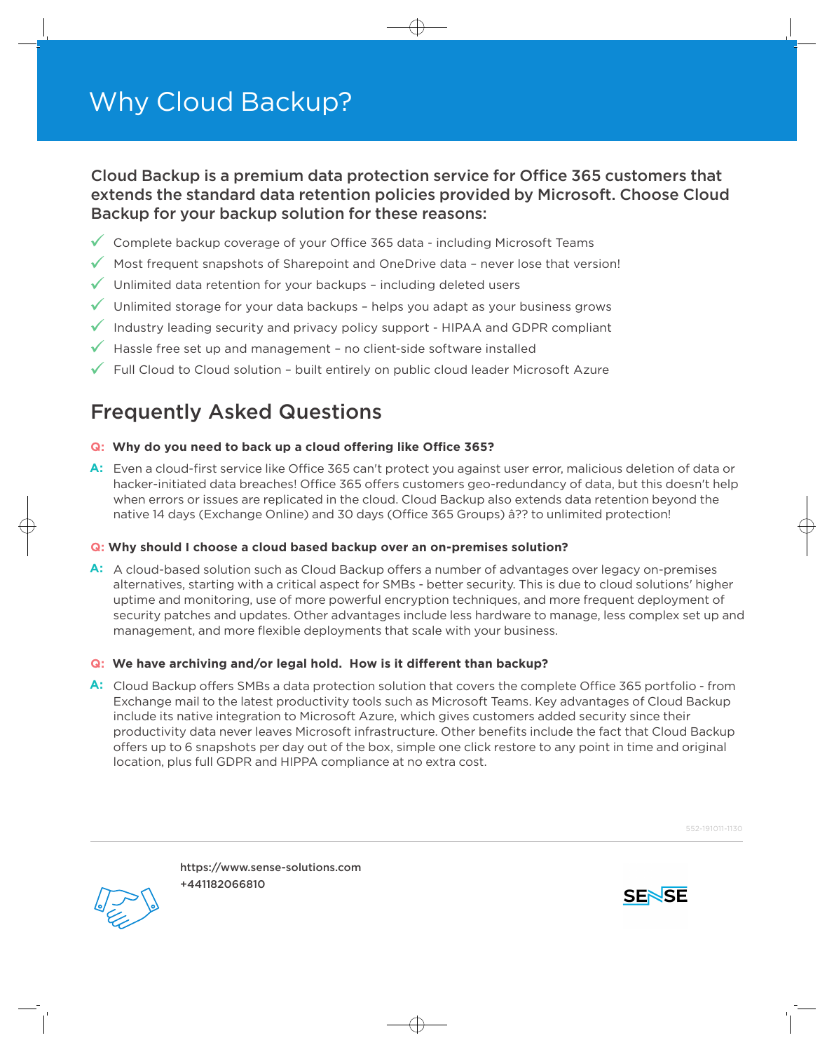# Why Cloud Backup?

**Cloud Backup is a premium data protection service for Office 365 customers that extends the standard data retention policies provided by Microsoft. Choose Cloud Backup for your backup solution for these reasons:**

- ✓ Complete backup coverage of your Office 365 data - including Microsoft Teams
- ✓ Most frequent snapshots of Sharepoint and OneDrive data – never lose that version!
- ✓ Unlimited data retention for your backups – including deleted users
- ✓ Unlimited storage for your data backups – helps you adapt as your business grows
- ✓ Industry leading security and privacy policy support - HIPAA and GDPR compliant
- ✓ Hassle free set up and management – no client-side software installed
- ✓ Full Cloud to Cloud solution – built entirely on public cloud leader Microsoft Azure

## Frequently Asked Questions

**Q: Why do you need to back up a cloud offering like Office 365?**

**A:** Even a cloud-first service like Office 365 can't protect you against user error, malicious deletion of data or hacker-initiated data breaches! Office 365 offers customers geo-redundancy of data, but this doesn't help when errors or issues are replicated in the cloud. Cloud Backup also extends data retention beyond the native 14 days (Exchange Online) and 30 days (Office 365 Groups) â?? to unlimited protection!

**Q: Why should I choose a cloud based backup over an on-premises solution?**

**A:** A cloud-based solution such as Cloud Backup offers a number of advantages over legacy on-premises alternatives, starting with a critical aspect for SMBs - better security. This is due to cloud solutions' higher uptime and monitoring, use of more powerful encryption techniques, and more frequent deployment of security patches and updates. Other advantages include less hardware to manage, less complex set up and management, and more flexible deployments that scale with your business.

**Q: We have archiving and/or legal hold. How is it different than backup?**

**A:** Cloud Backup offers SMBs a data protection solution that covers the complete Office 365 portfolio - from Exchange mail to the latest productivity tools such as Microsoft Teams. Key advantages of Cloud Backup include its native integration to Microsoft Azure, which gives customers added security since their productivity data never leaves Microsoft infrastructure. Other benefits include the fact that Cloud Backup offers up to 6 snapshots per day out of the box, simple one click restore to any point in time and original location, plus full GDPR and HIPPA compliance at no extra cost.

552-191011-1130

https://www.sense-solutions.com
+441182066810

SENSE